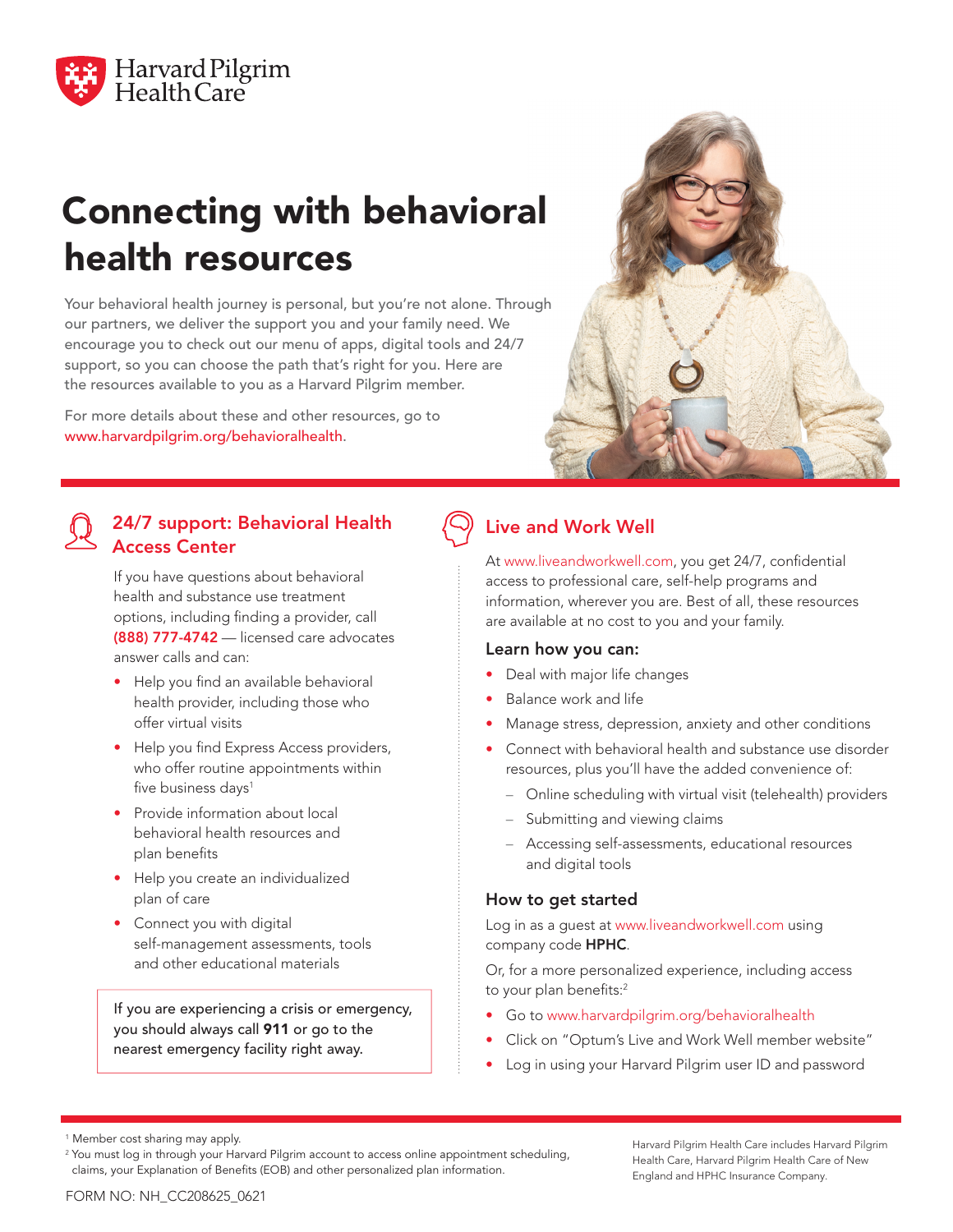Harvard Pilgrim Health Care

# Connecting with behavioral health resources

Your behavioral health journey is personal, but you're not alone. Through our partners, we deliver the support you and your family need. We encourage you to check out our menu of apps, digital tools and 24/7 support, so you can choose the path that's right for you. Here are the resources available to you as a Harvard Pilgrim member.

For more details about these and other resources, go to www.harvardpilgrim.org/behavioralhealth.

## 24/7 support: Behavioral Health Access Center

If you have questions about behavioral health and substance use treatment options, including finding a provider, call **(888) 777-4742** — licensed care advocates answer calls and can:

- Help you find an available behavioral health provider, including those who offer virtual visits
- Help you find Express Access providers, who offer routine appointments within five business days[1]
- Provide information about local behavioral health resources and plan benefits
- Help you create an individualized plan of care
- Connect you with digital self-management assessments, tools and other educational materials

If you are experiencing a crisis or emergency, you should always call **911** or go to the nearest emergency facility right away.

## Live and Work Well

At www.liveandworkwell.com, you get 24/7, confidential access to professional care, self-help programs and information, wherever you are. Best of all, these resources are available at no cost to you and your family.

### Learn how you can:

- Deal with major life changes
- Balance work and life
- Manage stress, depression, anxiety and other conditions
- Connect with behavioral health and substance use disorder resources, plus you'll have the added convenience of:
  - Online scheduling with virtual visit (telehealth) providers
  - Submitting and viewing claims
  - Accessing self-assessments, educational resources and digital tools

### How to get started

Log in as a guest at www.liveandworkwell.com using company code **HPHC**.

Or, for a more personalized experience, including access to your plan benefits:[2]

- Go to www.harvardpilgrim.org/behavioralhealth
- Click on "Optum's Live and Work Well member website"
- Log in using your Harvard Pilgrim user ID and password

[1] Member cost sharing may apply.

[2] You must log in through your Harvard Pilgrim account to access online appointment scheduling, claims, your Explanation of Benefits (EOB) and other personalized plan information.

Harvard Pilgrim Health Care includes Harvard Pilgrim Health Care, Harvard Pilgrim Health Care of New England and HPHC Insurance Company.

FORM NO: NH_CC208625_0621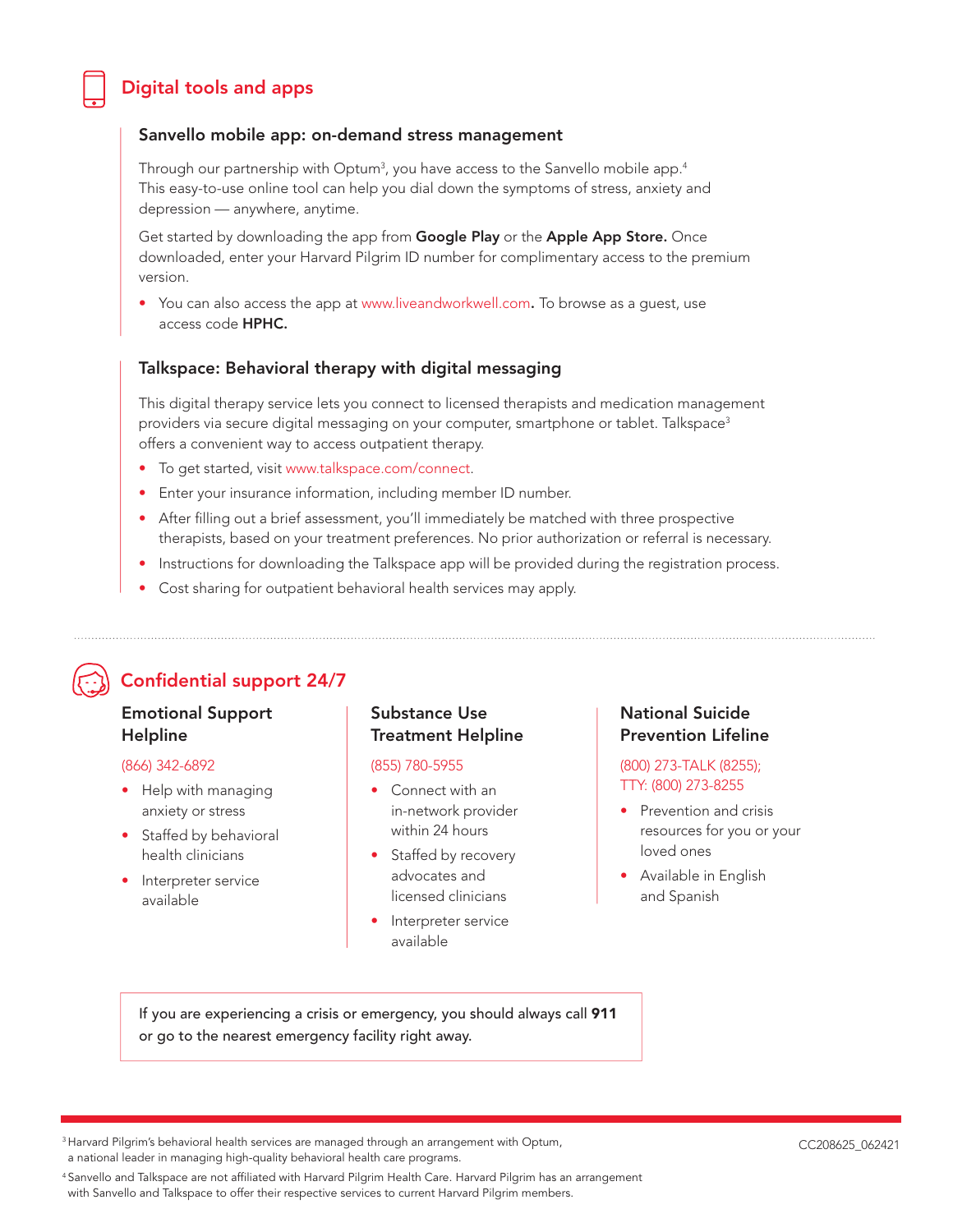## Digital tools and apps

### Sanvello mobile app: on-demand stress management

Through our partnership with Optum[3], you have access to the Sanvello mobile app.[4] This easy-to-use online tool can help you dial down the symptoms of stress, anxiety and depression — anywhere, anytime.

Get started by downloading the app from **Google Play** or the **Apple App Store.** Once downloaded, enter your Harvard Pilgrim ID number for complimentary access to the premium version.

- You can also access the app at www.liveandworkwell.com**.** To browse as a guest, use access code **HPHC.**

### Talkspace: Behavioral therapy with digital messaging

This digital therapy service lets you connect to licensed therapists and medication management providers via secure digital messaging on your computer, smartphone or tablet. Talkspace[3] offers a convenient way to access outpatient therapy.

- To get started, visit www.talkspace.com/connect.
- Enter your insurance information, including member ID number.
- After filling out a brief assessment, you'll immediately be matched with three prospective therapists, based on your treatment preferences. No prior authorization or referral is necessary.
- Instructions for downloading the Talkspace app will be provided during the registration process.
- Cost sharing for outpatient behavioral health services may apply.

## Confidential support 24/7

### Emotional Support Helpline

(866) 342-6892

- Help with managing anxiety or stress
- Staffed by behavioral health clinicians
- Interpreter service available

### Substance Use Treatment Helpline

(855) 780-5955

- Connect with an in-network provider within 24 hours
- Staffed by recovery advocates and licensed clinicians
- Interpreter service available

### National Suicide Prevention Lifeline

(800) 273-TALK (8255);
TTY: (800) 273-8255

- Prevention and crisis resources for you or your loved ones
- Available in English and Spanish

If you are experiencing a crisis or emergency, you should always call **911** or go to the nearest emergency facility right away.

[3] Harvard Pilgrim's behavioral health services are managed through an arrangement with Optum, a national leader in managing high-quality behavioral health care programs.

[4] Sanvello and Talkspace are not affiliated with Harvard Pilgrim Health Care. Harvard Pilgrim has an arrangement with Sanvello and Talkspace to offer their respective services to current Harvard Pilgrim members.

CC208625_062421